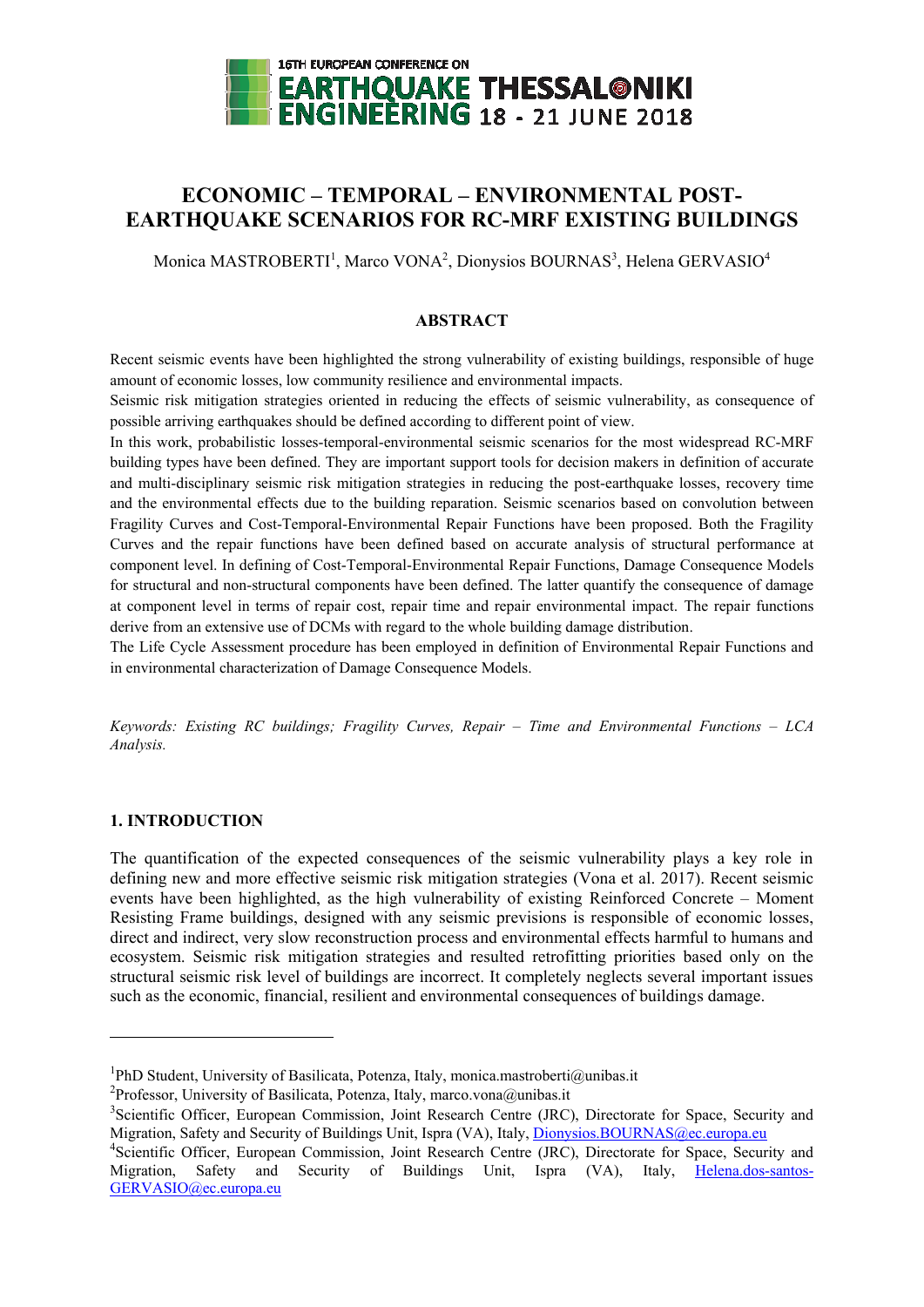# ECONOMIC – TEMPORAL – ENVIRONMENTAL POST-EARTHQUAKE SCENARIOS FOR RC-MRF EXISTING BUILDINGS

Monica MASTROBERTI[1], Marco VONA[2], Dionysios BOURNAS[3], Helena GERVASIO[4]

## ABSTRACT

Recent seismic events have been highlighted the strong vulnerability of existing buildings, responsible of huge amount of economic losses, low community resilience and environmental impacts.

Seismic risk mitigation strategies oriented in reducing the effects of seismic vulnerability, as consequence of possible arriving earthquakes should be defined according to different point of view.

In this work, probabilistic losses-temporal-environmental seismic scenarios for the most widespread RC-MRF building types have been defined. They are important support tools for decision makers in definition of accurate and multi-disciplinary seismic risk mitigation strategies in reducing the post-earthquake losses, recovery time and the environmental effects due to the building reparation. Seismic scenarios based on convolution between Fragility Curves and Cost-Temporal-Environmental Repair Functions have been proposed. Both the Fragility Curves and the repair functions have been defined based on accurate analysis of structural performance at component level. In defining of Cost-Temporal-Environmental Repair Functions, Damage Consequence Models for structural and non-structural components have been defined. The latter quantify the consequence of damage at component level in terms of repair cost, repair time and repair environmental impact. The repair functions derive from an extensive use of DCMs with regard to the whole building damage distribution.

The Life Cycle Assessment procedure has been employed in definition of Environmental Repair Functions and in environmental characterization of Damage Consequence Models.

*Keywords: Existing RC buildings; Fragility Curves, Repair – Time and Environmental Functions – LCA Analysis.*

## 1. INTRODUCTION

The quantification of the expected consequences of the seismic vulnerability plays a key role in defining new and more effective seismic risk mitigation strategies (Vona et al. 2017). Recent seismic events have been highlighted, as the high vulnerability of existing Reinforced Concrete – Moment Resisting Frame buildings, designed with any seismic previsions is responsible of economic losses, direct and indirect, very slow reconstruction process and environmental effects harmful to humans and ecosystem. Seismic risk mitigation strategies and resulted retrofitting priorities based only on the structural seismic risk level of buildings are incorrect. It completely neglects several important issues such as the economic, financial, resilient and environmental consequences of buildings damage.

---

[1]PhD Student, University of Basilicata, Potenza, Italy, monica.mastroberti@unibas.it

[2]Professor, University of Basilicata, Potenza, Italy, marco.vona@unibas.it

[3]Scientific Officer, European Commission, Joint Research Centre (JRC), Directorate for Space, Security and Migration, Safety and Security of Buildings Unit, Ispra (VA), Italy, Dionysios.BOURNAS@ec.europa.eu

[4]Scientific Officer, European Commission, Joint Research Centre (JRC), Directorate for Space, Security and Migration, Safety and Security of Buildings Unit, Ispra (VA), Italy, Helena.dos-santos-GERVASIO@ec.europa.eu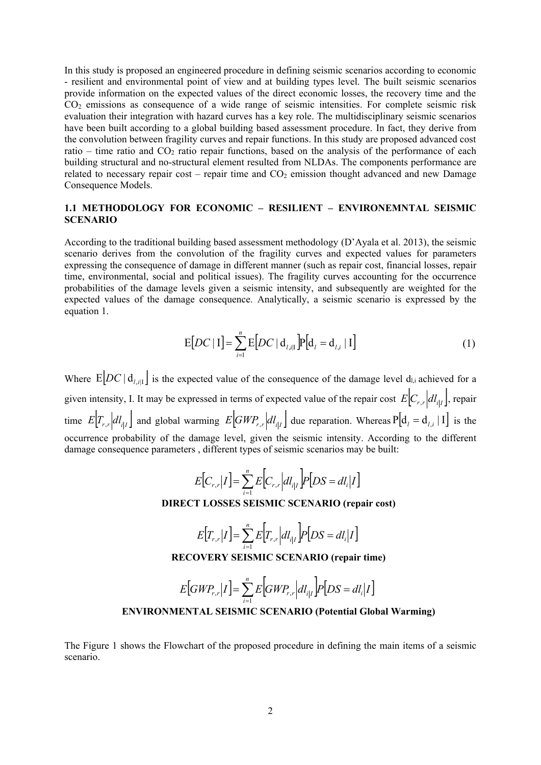In this study is proposed an engineered procedure in defining seismic scenarios according to economic - resilient and environmental point of view and at building types level. The built seismic scenarios provide information on the expected values of the direct economic losses, the recovery time and the $CO_2$ emissions as consequence of a wide range of seismic intensities. For complete seismic risk evaluation their integration with hazard curves has a key role. The multidisciplinary seismic scenarios have been built according to a global building based assessment procedure. In fact, they derive from the convolution between fragility curves and repair functions. In this study are proposed advanced cost ratio – time ratio and $CO_2$ ratio repair functions, based on the analysis of the performance of each building structural and no-structural element resulted from NLDAs. The components performance are related to necessary repair cost – repair time and $CO_2$ emission thought advanced and new Damage Consequence Models.

## 1.1 METHODOLOGY FOR ECONOMIC – RESILIENT – ENVIRONEMNTAL SEISMIC SCENARIO

According to the traditional building based assessment methodology (D'Ayala et al. 2013), the seismic scenario derives from the convolution of the fragility curves and expected values for parameters expressing the consequence of damage in different manner (such as repair cost, financial losses, repair time, environmental, social and political issues). The fragility curves accounting for the occurrence probabilities of the damage levels given a seismic intensity, and subsequently are weighted for the expected values of the damage consequence. Analytically, a seismic scenario is expressed by the equation 1.

$$\mathrm{E}[DC \mid \mathrm{I}] = \sum_{i=1}^{n} \mathrm{E}[DC \mid \mathrm{d}_{l,i|\mathrm{I}}]\,\mathrm{P}[\mathrm{d}_l = \mathrm{d}_{l,i} \mid \mathrm{I}] \tag{1}$$

Where $\mathrm{E}[DC \mid \mathrm{d}_{l,i|\mathrm{I}}]$ is the expected value of the consequence of the damage level $d_{l,i}$ achieved for a given intensity, I. It may be expressed in terms of expected value of the repair cost $E[C_{r,r} | dl_{i|I}]$, repair time $E[T_{r,r} | dl_{i|I}]$ and global warming $E[GWP_{r,r} | dl_{i|I}]$ due reparation. Whereas $\mathrm{P}[\mathrm{d}_l = \mathrm{d}_{l,i} \mid \mathrm{I}]$ is the occurrence probability of the damage level, given the seismic intensity. According to the different damage consequence parameters , different types of seismic scenarios may be built:

$$E[C_{r,r} | I] = \sum_{i=1}^{n} E[C_{r,r} | dl_{i|I}]\,P[DS = dl_i | I]$$

**DIRECT LOSSES SEISMIC SCENARIO (repair cost)**

$$E[T_{r,r} | I] = \sum_{i=1}^{n} E[T_{r,r} | dl_{i|I}]\,P[DS = dl_i | I]$$

**RECOVERY SEISMIC SCENARIO (repair time)**

$$E[GWP_{r,r} | I] = \sum_{i=1}^{n} E[GWP_{r,r} | dl_{i|I}]\,P[DS = dl_i | I]$$

**ENVIRONMENTAL SEISMIC SCENARIO (Potential Global Warming)**

The Figure 1 shows the Flowchart of the proposed procedure in defining the main items of a seismic scenario.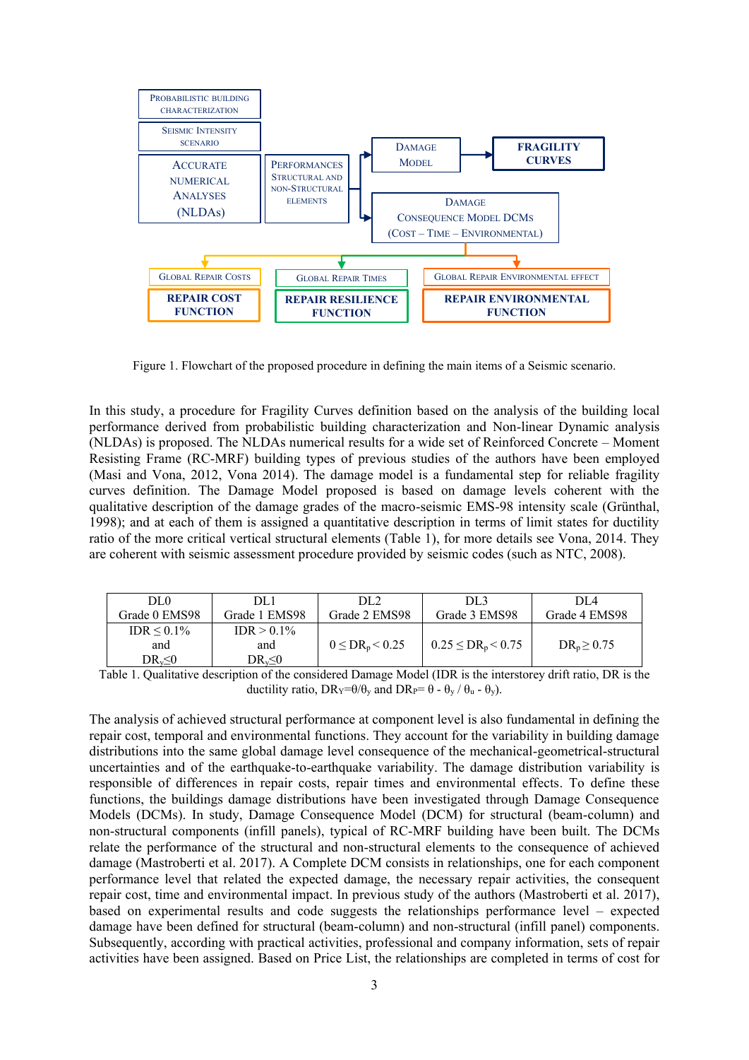Figure 1. Flowchart of the proposed procedure in defining the main items of a Seismic scenario.

In this study, a procedure for Fragility Curves definition based on the analysis of the building local performance derived from probabilistic building characterization and Non-linear Dynamic analysis (NLDAs) is proposed. The NLDAs numerical results for a wide set of Reinforced Concrete – Moment Resisting Frame (RC-MRF) building types of previous studies of the authors have been employed (Masi and Vona, 2012, Vona 2014). The damage model is a fundamental step for reliable fragility curves definition. The Damage Model proposed is based on damage levels coherent with the qualitative description of the damage grades of the macro-seismic EMS-98 intensity scale (Grünthal, 1998); and at each of them is assigned a quantitative description in terms of limit states for ductility ratio of the more critical vertical structural elements (Table 1), for more details see Vona, 2014. They are coherent with seismic assessment procedure provided by seismic codes (such as NTC, 2008).

| DL0 Grade 0 EMS98 | DL1 Grade 1 EMS98 | DL2 Grade 2 EMS98 | DL3 Grade 3 EMS98 | DL4 Grade 4 EMS98 |
|---|---|---|---|---|
| IDR $\leq$ 0.1% and $DR_y \leq 0$ | IDR > 0.1% and $DR_y \leq 0$ | $0 \leq DR_p < 0.25$ | $0.25 \leq DR_p < 0.75$ | $DR_p \geq 0.75$ |

Table 1. Qualitative description of the considered Damage Model (IDR is the interstorey drift ratio, DR is the ductility ratio, $DR_Y = \theta/\theta_y$ and $DR_P = \theta - \theta_y / \theta_u - \theta_y$).

The analysis of achieved structural performance at component level is also fundamental in defining the repair cost, temporal and environmental functions. They account for the variability in building damage distributions into the same global damage level consequence of the mechanical-geometrical-structural uncertainties and of the earthquake-to-earthquake variability. The damage distribution variability is responsible of differences in repair costs, repair times and environmental effects. To define these functions, the buildings damage distributions have been investigated through Damage Consequence Models (DCMs). In study, Damage Consequence Model (DCM) for structural (beam-column) and non-structural components (infill panels), typical of RC-MRF building have been built. The DCMs relate the performance of the structural and non-structural elements to the consequence of achieved damage (Mastroberti et al. 2017). A Complete DCM consists in relationships, one for each component performance level that related the expected damage, the necessary repair activities, the consequent repair cost, time and environmental impact. In previous study of the authors (Mastroberti et al. 2017), based on experimental results and code suggests the relationships performance level – expected damage have been defined for structural (beam-column) and non-structural (infill panel) components. Subsequently, according with practical activities, professional and company information, sets of repair activities have been assigned. Based on Price List, the relationships are completed in terms of cost for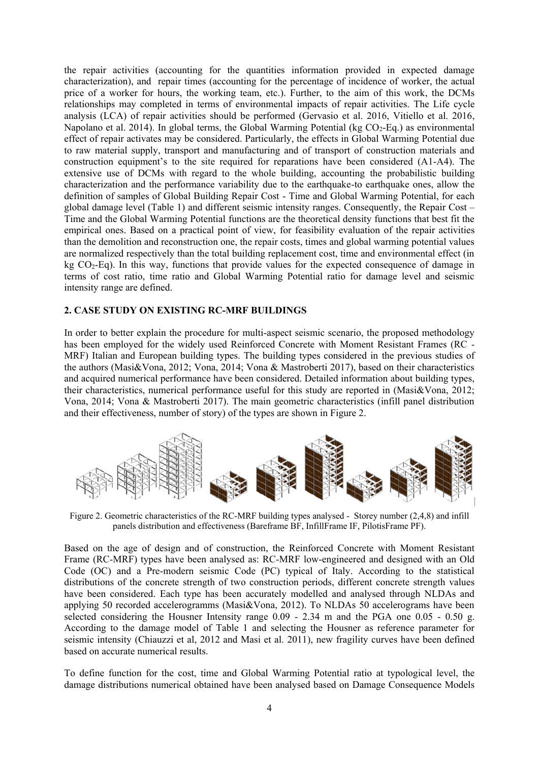the repair activities (accounting for the quantities information provided in expected damage characterization), and repair times (accounting for the percentage of incidence of worker, the actual price of a worker for hours, the working team, etc.). Further, to the aim of this work, the DCMs relationships may completed in terms of environmental impacts of repair activities. The Life cycle analysis (LCA) of repair activities should be performed (Gervasio et al. 2016, Vitiello et al. 2016, Napolano et al. 2014). In global terms, the Global Warming Potential (kg $CO_2$-Eq.) as environmental effect of repair activates may be considered. Particularly, the effects in Global Warming Potential due to raw material supply, transport and manufacturing and of transport of construction materials and construction equipment's to the site required for reparations have been considered (A1-A4). The extensive use of DCMs with regard to the whole building, accounting the probabilistic building characterization and the performance variability due to the earthquake-to earthquake ones, allow the definition of samples of Global Building Repair Cost - Time and Global Warming Potential, for each global damage level (Table 1) and different seismic intensity ranges. Consequently, the Repair Cost – Time and the Global Warming Potential functions are the theoretical density functions that best fit the empirical ones. Based on a practical point of view, for feasibility evaluation of the repair activities than the demolition and reconstruction one, the repair costs, times and global warming potential values are normalized respectively than the total building replacement cost, time and environmental effect (in kg $CO_2$-Eq). In this way, functions that provide values for the expected consequence of damage in terms of cost ratio, time ratio and Global Warming Potential ratio for damage level and seismic intensity range are defined.

## 2. CASE STUDY ON EXISTING RC-MRF BUILDINGS

In order to better explain the procedure for multi-aspect seismic scenario, the proposed methodology has been employed for the widely used Reinforced Concrete with Moment Resistant Frames (RC - MRF) Italian and European building types. The building types considered in the previous studies of the authors (Masi&Vona, 2012; Vona, 2014; Vona & Mastroberti 2017), based on their characteristics and acquired numerical performance have been considered. Detailed information about building types, their characteristics, numerical performance useful for this study are reported in (Masi&Vona, 2012; Vona, 2014; Vona & Mastroberti 2017). The main geometric characteristics (infill panel distribution and their effectiveness, number of story) of the types are shown in Figure 2.

Figure 2. Geometric characteristics of the RC-MRF building types analysed - Storey number (2,4,8) and infill panels distribution and effectiveness (Bareframe BF, InfillFrame IF, PilotisFrame PF).

Based on the age of design and of construction, the Reinforced Concrete with Moment Resistant Frame (RC-MRF) types have been analysed as: RC-MRF low-engineered and designed with an Old Code (OC) and a Pre-modern seismic Code (PC) typical of Italy. According to the statistical distributions of the concrete strength of two construction periods, different concrete strength values have been considered. Each type has been accurately modelled and analysed through NLDAs and applying 50 recorded accelerogramms (Masi&Vona, 2012). To NLDAs 50 accelerograms have been selected considering the Housner Intensity range 0.09 - 2.34 m and the PGA one 0.05 - 0.50 g. According to the damage model of Table 1 and selecting the Housner as reference parameter for seismic intensity (Chiauzzi et al, 2012 and Masi et al. 2011), new fragility curves have been defined based on accurate numerical results.

To define function for the cost, time and Global Warming Potential ratio at typological level, the damage distributions numerical obtained have been analysed based on Damage Consequence Models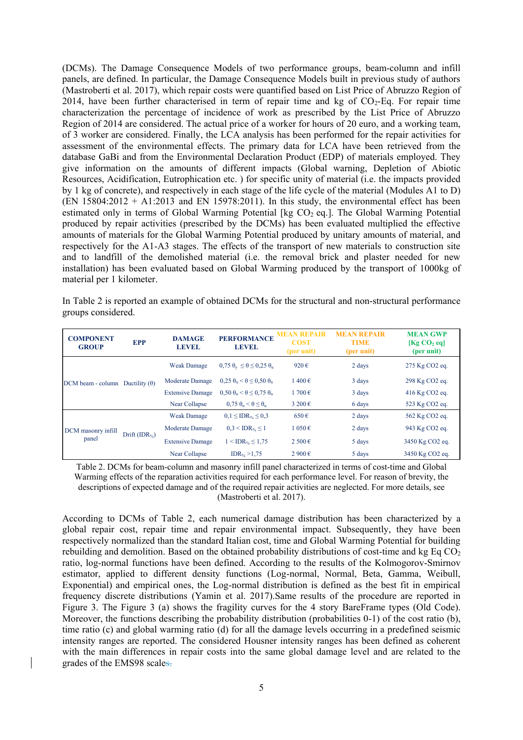(DCMs). The Damage Consequence Models of two performance groups, beam-column and infill panels, are defined. In particular, the Damage Consequence Models built in previous study of authors (Mastroberti et al. 2017), which repair costs were quantified based on List Price of Abruzzo Region of 2014, have been further characterised in term of repair time and kg of $CO_2$-Eq. For repair time characterization the percentage of incidence of work as prescribed by the List Price of Abruzzo Region of 2014 are considered. The actual price of a worker for hours of 20 euro, and a working team, of 3 worker are considered. Finally, the LCA analysis has been performed for the repair activities for assessment of the environmental effects. The primary data for LCA have been retrieved from the database GaBi and from the Environmental Declaration Product (EDP) of materials employed. They give information on the amounts of different impacts (Global warning, Depletion of Abiotic Resources, Acidification, Eutrophication etc. ) for specific unity of material (i.e. the impacts provided by 1 kg of concrete), and respectively in each stage of the life cycle of the material (Modules A1 to D) (EN 15804:2012 + A1:2013 and EN 15978:2011). In this study, the environmental effect has been estimated only in terms of Global Warming Potential [kg $CO_2$ eq.]. The Global Warming Potential produced by repair activities (prescribed by the DCMs) has been evaluated multiplied the effective amounts of materials for the Global Warming Potential produced by unitary amounts of material, and respectively for the A1-A3 stages. The effects of the transport of new materials to construction site and to landfill of the demolished material (i.e. the removal brick and plaster needed for new installation) has been evaluated based on Global Warming produced by the transport of 1000kg of material per 1 kilometer.

In Table 2 is reported an example of obtained DCMs for the structural and non-structural performance groups considered.

| COMPONENT GROUP | EPP | DAMAGE LEVEL | PERFORMANCE LEVEL | MEAN REPAIR COST (per unit) | MEAN REPAIR TIME (per unit) | MEAN GWP [Kg $CO_2$ eq] (per unit) |
|---|---|---|---|---|---|---|
| DCM beam - column | Ductility ($\theta$) | Weak Damage | $0,75\ \theta_y \leq \theta \leq 0,25\ \theta_u$ | 920 € | 2 days | 275 Kg CO2 eq. |
| | | Moderate Damage | $0,25\ \theta_u < \theta \leq 0,50\ \theta_u$ | 1 400 € | 3 days | 298 Kg CO2 eq. |
| | | Extensive Damage | $0,50\ \theta_u < \theta \leq 0,75\ \theta_u$ | 1 700 € | 3 days | 416 Kg CO2 eq. |
| | | Near Collapse | $0,75\ \theta_u < \theta \leq \theta_u$ | 3 200 € | 6 days | 523 Kg CO2 eq. |
| DCM masonry infill panel | Drift ($IDR_{\%}$) | Weak Damage | $0,1 \leq IDR_{\%} \leq 0,3$ | 650 € | 2 days | 562 Kg CO2 eq. |
| | | Moderate Damage | $0,3 < IDR_{\%} \leq 1$ | 1 050 € | 2 days | 943 Kg CO2 eq. |
| | | Extensive Damage | $1 < IDR_{\%} \leq 1,75$ | 2 500 € | 5 days | 3450 Kg CO2 eq. |
| | | Near Collapse | $IDR_{\%} > 1,75$ | 2 900 € | 5 days | 3450 Kg CO2 eq. |

Table 2. DCMs for beam-column and masonry infill panel characterized in terms of cost-time and Global Warming effects of the reparation activities required for each performance level. For reason of brevity, the descriptions of expected damage and of the required repair activities are neglected. For more details, see (Mastroberti et al. 2017).

According to DCMs of Table 2, each numerical damage distribution has been characterized by a global repair cost, repair time and repair environmental impact. Subsequently, they have been respectively normalized than the standard Italian cost, time and Global Warming Potential for building rebuilding and demolition. Based on the obtained probability distributions of cost-time and kg Eq $CO_2$ ratio, log-normal functions have been defined. According to the results of the Kolmogorov-Smirnov estimator, applied to different density functions (Log-normal, Normal, Beta, Gamma, Weibull, Exponential) and empirical ones, the Log-normal distribution is defined as the best fit in empirical frequency discrete distributions (Yamin et al. 2017).Same results of the procedure are reported in Figure 3. The Figure 3 (a) shows the fragility curves for the 4 story BareFrame types (Old Code). Moreover, the functions describing the probability distribution (probabilities 0-1) of the cost ratio (b), time ratio (c) and global warming ratio (d) for all the damage levels occurring in a predefined seismic intensity ranges are reported. The considered Housner intensity ranges has been defined as coherent with the main differences in repair costs into the same global damage level and are related to the grades of the EMS98 scales.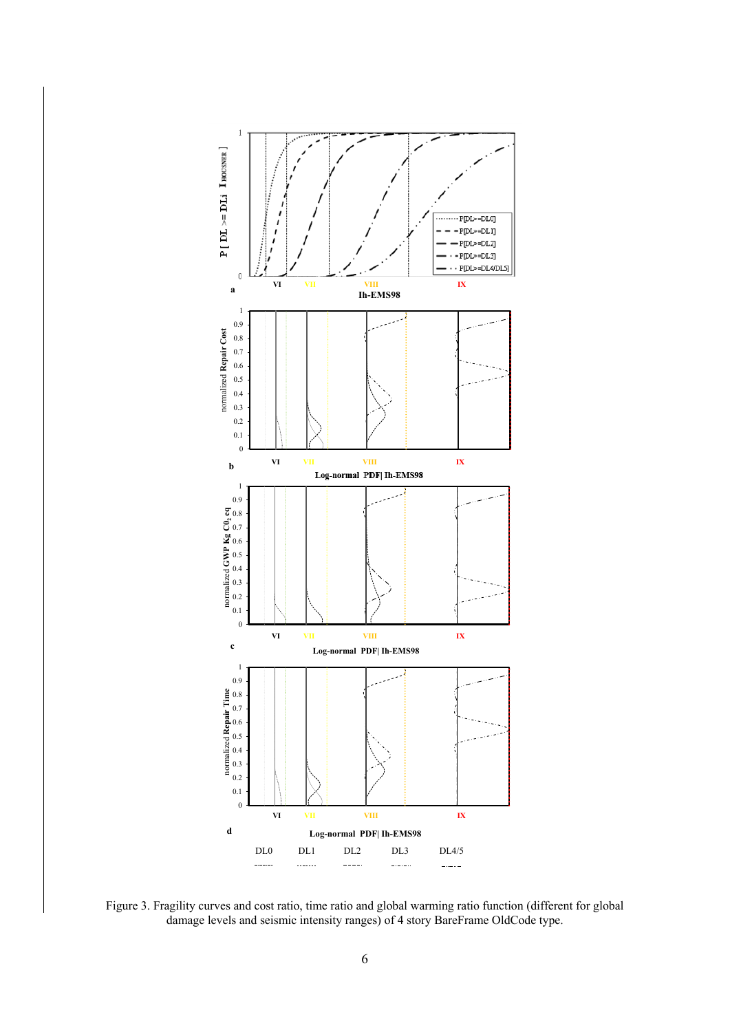Figure 3. Fragility curves and cost ratio, time ratio and global warming ratio function (different for global damage levels and seismic intensity ranges) of 4 story BareFrame OldCode type.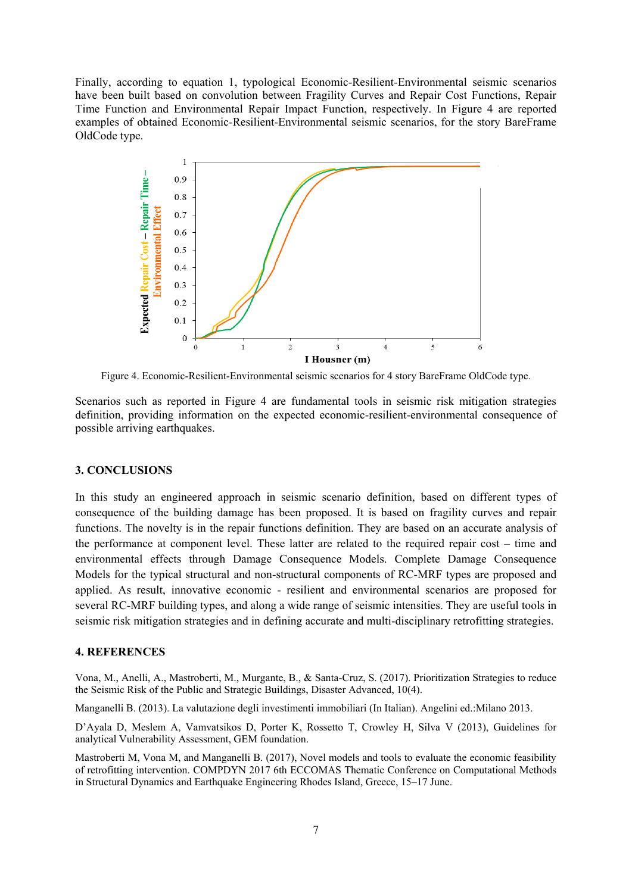Finally, according to equation 1, typological Economic-Resilient-Environmental seismic scenarios have been built based on convolution between Fragility Curves and Repair Cost Functions, Repair Time Function and Environmental Repair Impact Function, respectively. In Figure 4 are reported examples of obtained Economic-Resilient-Environmental seismic scenarios, for the story BareFrame OldCode type.

Figure 4. Economic-Resilient-Environmental seismic scenarios for 4 story BareFrame OldCode type.

Scenarios such as reported in Figure 4 are fundamental tools in seismic risk mitigation strategies definition, providing information on the expected economic-resilient-environmental consequence of possible arriving earthquakes.

## 3. CONCLUSIONS

In this study an engineered approach in seismic scenario definition, based on different types of consequence of the building damage has been proposed. It is based on fragility curves and repair functions. The novelty is in the repair functions definition. They are based on an accurate analysis of the performance at component level. These latter are related to the required repair cost – time and environmental effects through Damage Consequence Models. Complete Damage Consequence Models for the typical structural and non-structural components of RC-MRF types are proposed and applied. As result, innovative economic - resilient and environmental scenarios are proposed for several RC-MRF building types, and along a wide range of seismic intensities. They are useful tools in seismic risk mitigation strategies and in defining accurate and multi-disciplinary retrofitting strategies.

## 4. REFERENCES

Vona, M., Anelli, A., Mastroberti, M., Murgante, B., & Santa-Cruz, S. (2017). Prioritization Strategies to reduce the Seismic Risk of the Public and Strategic Buildings, Disaster Advanced, 10(4).

Manganelli B. (2013). La valutazione degli investimenti immobiliari (In Italian). Angelini ed.:Milano 2013.

D'Ayala D, Meslem A, Vamvatsikos D, Porter K, Rossetto T, Crowley H, Silva V (2013), Guidelines for analytical Vulnerability Assessment, GEM foundation.

Mastroberti M, Vona M, and Manganelli B. (2017), Novel models and tools to evaluate the economic feasibility of retrofitting intervention. COMPDYN 2017 6th ECCOMAS Thematic Conference on Computational Methods in Structural Dynamics and Earthquake Engineering Rhodes Island, Greece, 15–17 June.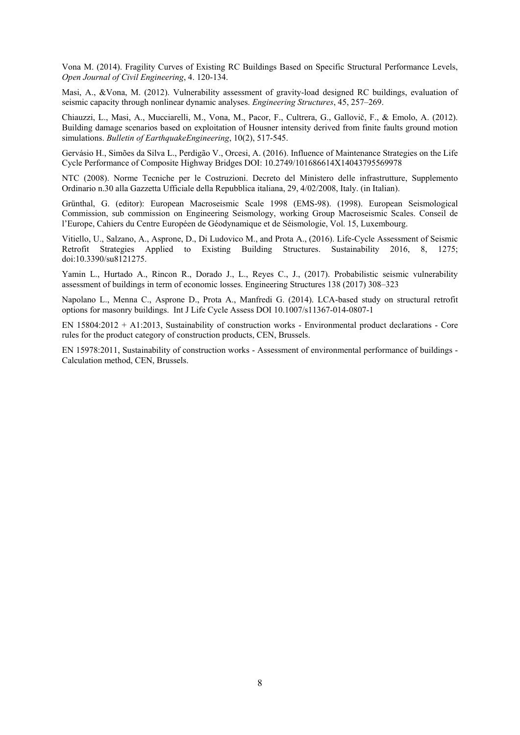Vona M. (2014). Fragility Curves of Existing RC Buildings Based on Specific Structural Performance Levels, *Open Journal of Civil Engineering*, 4. 120-134.

Masi, A., &Vona, M. (2012). Vulnerability assessment of gravity-load designed RC buildings, evaluation of seismic capacity through nonlinear dynamic analyses. *Engineering Structures*, 45, 257–269.

Chiauzzi, L., Masi, A., Mucciarelli, M., Vona, M., Pacor, F., Cultrera, G., Gallovič, F., & Emolo, A. (2012). Building damage scenarios based on exploitation of Housner intensity derived from finite faults ground motion simulations. *Bulletin of EarthquakeEngineering*, 10(2), 517-545.

Gervásio H., Simões da Silva L., Perdigão V., Orcesi, A. (2016). Influence of Maintenance Strategies on the Life Cycle Performance of Composite Highway Bridges DOI: 10.2749/101686614X14043795569978

NTC (2008). Norme Tecniche per le Costruzioni. Decreto del Ministero delle infrastrutture, Supplemento Ordinario n.30 alla Gazzetta Ufficiale della Repubblica italiana, 29, 4/02/2008, Italy. (in Italian).

Grünthal, G. (editor): European Macroseismic Scale 1998 (EMS-98). (1998). European Seismological Commission, sub commission on Engineering Seismology, working Group Macroseismic Scales. Conseil de l'Europe, Cahiers du Centre Européen de Géodynamique et de Séismologie, Vol. 15, Luxembourg.

Vitiello, U., Salzano, A., Asprone, D., Di Ludovico M., and Prota A., (2016). Life-Cycle Assessment of Seismic Retrofit Strategies Applied to Existing Building Structures. Sustainability 2016, 8, 1275; doi:10.3390/su8121275.

Yamin L., Hurtado A., Rincon R., Dorado J., L., Reyes C., J., (2017). Probabilistic seismic vulnerability assessment of buildings in term of economic losses. Engineering Structures 138 (2017) 308–323

Napolano L., Menna C., Asprone D., Prota A., Manfredi G. (2014). LCA-based study on structural retrofit options for masonry buildings. Int J Life Cycle Assess DOI 10.1007/s11367-014-0807-1

EN 15804:2012 + A1:2013, Sustainability of construction works - Environmental product declarations - Core rules for the product category of construction products, CEN, Brussels.

EN 15978:2011, Sustainability of construction works - Assessment of environmental performance of buildings - Calculation method, CEN, Brussels.